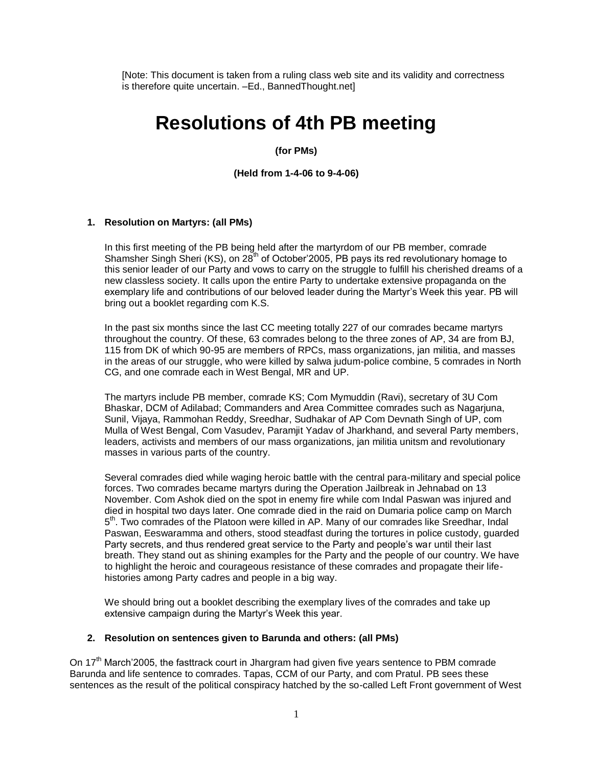[Note: This document is taken from a ruling class web site and its validity and correctness is therefore quite uncertain. –Ed., BannedThought.net]

# Resolutions of 4th PB meeting

**(for PMs)**

**(Held from 1-4-06 to 9-4-06)**

### 1. Resolution on Martyrs: (all PMs)

In this first meeting of the PB being held after the martyrdom of our PB member, comrade Shamsher Singh Sheri (KS), on 28th of October'2005, PB pays its red revolutionary homage to this senior leader of our Party and vows to carry on the struggle to fulfill his cherished dreams of a new classless society. It calls upon the entire Party to undertake extensive propaganda on the exemplary life and contributions of our beloved leader during the Martyr's Week this year. PB will bring out a booklet regarding com K.S.

In the past six months since the last CC meeting totally 227 of our comrades became martyrs throughout the country. Of these, 63 comrades belong to the three zones of AP, 34 are from BJ, 115 from DK of which 90-95 are members of RPCs, mass organizations, jan militia, and masses in the areas of our struggle, who were killed by salwa judum-police combine, 5 comrades in North CG, and one comrade each in West Bengal, MR and UP.

The martyrs include PB member, comrade KS; Com Mymuddin (Ravi), secretary of 3U Com Bhaskar, DCM of Adilabad; Commanders and Area Committee comrades such as Nagarjuna, Sunil, Vijaya, Rammohan Reddy, Sreedhar, Sudhakar of AP Com Devnath Singh of UP, com Mulla of West Bengal, Com Vasudev, Paramjit Yadav of Jharkhand, and several Party members, leaders, activists and members of our mass organizations, jan militia unitsm and revolutionary masses in various parts of the country.

Several comrades died while waging heroic battle with the central para-military and special police forces. Two comrades became martyrs during the Operation Jailbreak in Jehnabad on 13 November. Com Ashok died on the spot in enemy fire while com Indal Paswan was injured and died in hospital two days later. One comrade died in the raid on Dumaria police camp on March 5th. Two comrades of the Platoon were killed in AP. Many of our comrades like Sreedhar, Indal Paswan, Eeswaramma and others, stood steadfast during the tortures in police custody, guarded Party secrets, and thus rendered great service to the Party and people's war until their last breath. They stand out as shining examples for the Party and the people of our country. We have to highlight the heroic and courageous resistance of these comrades and propagate their life-histories among Party cadres and people in a big way.

We should bring out a booklet describing the exemplary lives of the comrades and take up extensive campaign during the Martyr's Week this year.

### 2. Resolution on sentences given to Barunda and others: (all PMs)

On 17th March'2005, the fasttrack court in Jhargram had given five years sentence to PBM comrade Barunda and life sentence to comrades. Tapas, CCM of our Party, and com Pratul. PB sees these sentences as the result of the political conspiracy hatched by the so-called Left Front government of West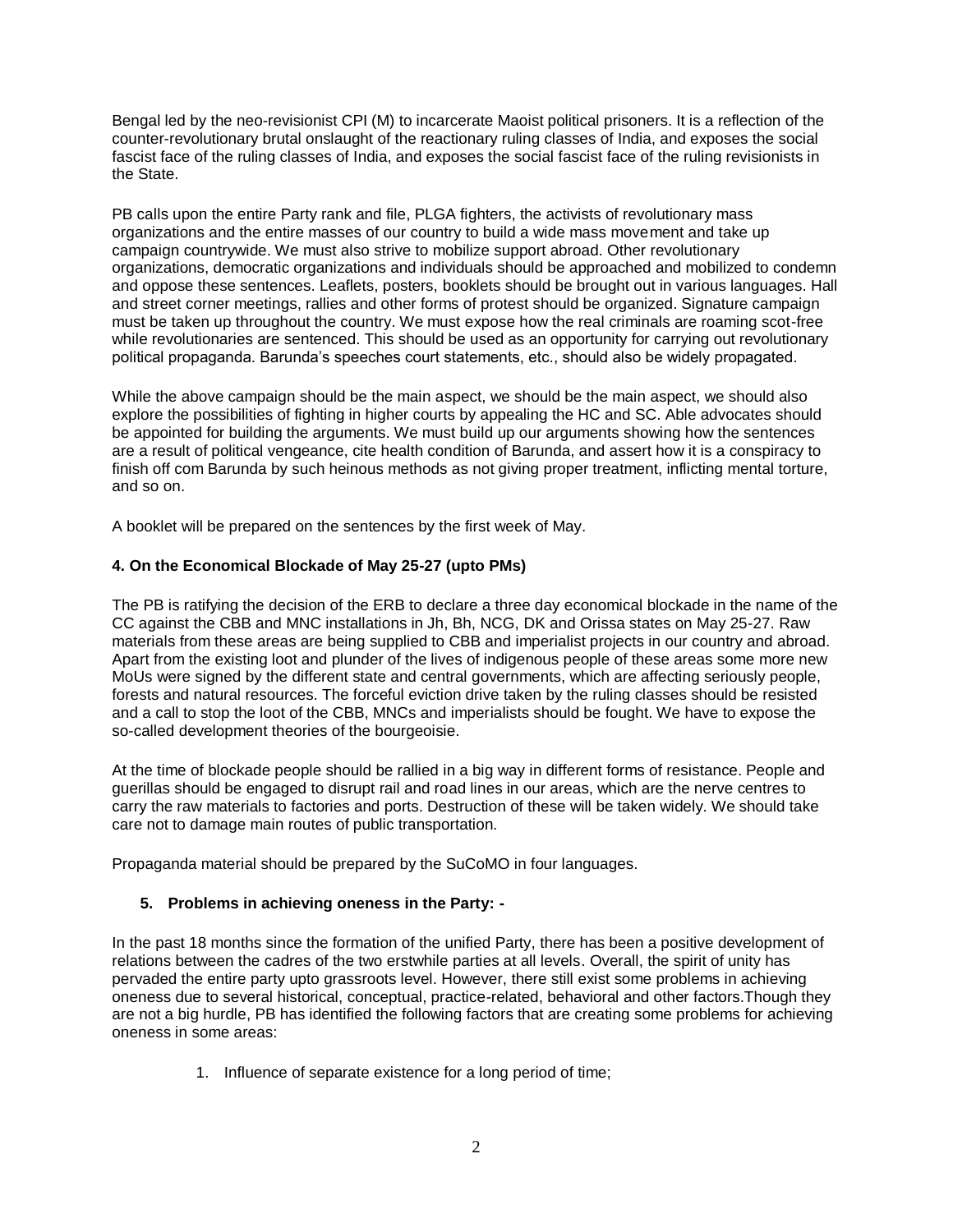Bengal led by the neo-revisionist CPI (M) to incarcerate Maoist political prisoners. It is a reflection of the counter-revolutionary brutal onslaught of the reactionary ruling classes of India, and exposes the social fascist face of the ruling classes of India, and exposes the social fascist face of the ruling revisionists in the State.

PB calls upon the entire Party rank and file, PLGA fighters, the activists of revolutionary mass organizations and the entire masses of our country to build a wide mass movement and take up campaign countrywide. We must also strive to mobilize support abroad. Other revolutionary organizations, democratic organizations and individuals should be approached and mobilized to condemn and oppose these sentences. Leaflets, posters, booklets should be brought out in various languages. Hall and street corner meetings, rallies and other forms of protest should be organized. Signature campaign must be taken up throughout the country. We must expose how the real criminals are roaming scot-free while revolutionaries are sentenced. This should be used as an opportunity for carrying out revolutionary political propaganda. Barunda's speeches court statements, etc., should also be widely propagated.

While the above campaign should be the main aspect, we should be the main aspect, we should also explore the possibilities of fighting in higher courts by appealing the HC and SC. Able advocates should be appointed for building the arguments. We must build up our arguments showing how the sentences are a result of political vengeance, cite health condition of Barunda, and assert how it is a conspiracy to finish off com Barunda by such heinous methods as not giving proper treatment, inflicting mental torture, and so on.

A booklet will be prepared on the sentences by the first week of May.

**4. On the Economical Blockade of May 25-27 (upto PMs)**

The PB is ratifying the decision of the ERB to declare a three day economical blockade in the name of the CC against the CBB and MNC installations in Jh, Bh, NCG, DK and Orissa states on May 25-27. Raw materials from these areas are being supplied to CBB and imperialist projects in our country and abroad. Apart from the existing loot and plunder of the lives of indigenous people of these areas some more new MoUs were signed by the different state and central governments, which are affecting seriously people, forests and natural resources. The forceful eviction drive taken by the ruling classes should be resisted and a call to stop the loot of the CBB, MNCs and imperialists should be fought. We have to expose the so-called development theories of the bourgeoisie.

At the time of blockade people should be rallied in a big way in different forms of resistance. People and guerillas should be engaged to disrupt rail and road lines in our areas, which are the nerve centres to carry the raw materials to factories and ports. Destruction of these will be taken widely. We should take care not to damage main routes of public transportation.

Propaganda material should be prepared by the SuCoMO in four languages.

**5. Problems in achieving oneness in the Party: -**

In the past 18 months since the formation of the unified Party, there has been a positive development of relations between the cadres of the two erstwhile parties at all levels. Overall, the spirit of unity has pervaded the entire party upto grassroots level. However, there still exist some problems in achieving oneness due to several historical, conceptual, practice-related, behavioral and other factors.Though they are not a big hurdle, PB has identified the following factors that are creating some problems for achieving oneness in some areas:

1. Influence of separate existence for a long period of time;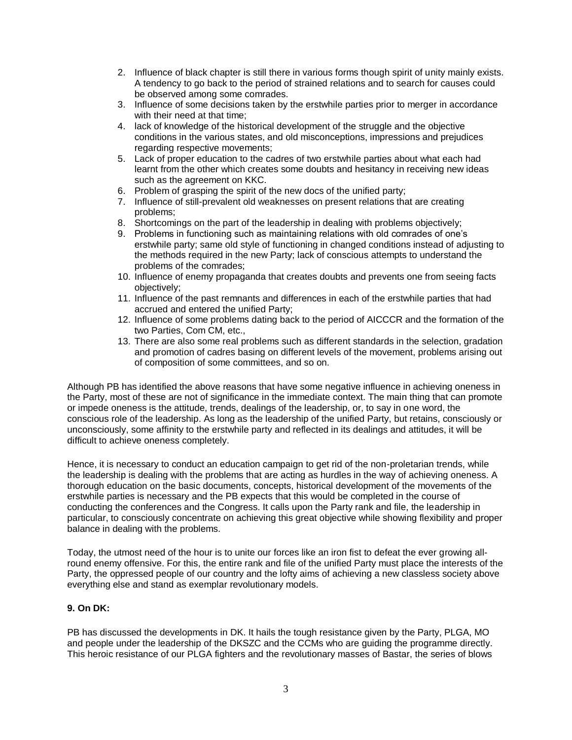2. Influence of black chapter is still there in various forms though spirit of unity mainly exists. A tendency to go back to the period of strained relations and to search for causes could be observed among some comrades.
3. Influence of some decisions taken by the erstwhile parties prior to merger in accordance with their need at that time;
4. lack of knowledge of the historical development of the struggle and the objective conditions in the various states, and old misconceptions, impressions and prejudices regarding respective movements;
5. Lack of proper education to the cadres of two erstwhile parties about what each had learnt from the other which creates some doubts and hesitancy in receiving new ideas such as the agreement on KKC.
6. Problem of grasping the spirit of the new docs of the unified party;
7. Influence of still-prevalent old weaknesses on present relations that are creating problems;
8. Shortcomings on the part of the leadership in dealing with problems objectively;
9. Problems in functioning such as maintaining relations with old comrades of one's erstwhile party; same old style of functioning in changed conditions instead of adjusting to the methods required in the new Party; lack of conscious attempts to understand the problems of the comrades;
10. Influence of enemy propaganda that creates doubts and prevents one from seeing facts objectively;
11. Influence of the past remnants and differences in each of the erstwhile parties that had accrued and entered the unified Party;
12. Influence of some problems dating back to the period of AICCCR and the formation of the two Parties, Com CM, etc.,
13. There are also some real problems such as different standards in the selection, gradation and promotion of cadres basing on different levels of the movement, problems arising out of composition of some committees, and so on.

Although PB has identified the above reasons that have some negative influence in achieving oneness in the Party, most of these are not of significance in the immediate context. The main thing that can promote or impede oneness is the attitude, trends, dealings of the leadership, or, to say in one word, the conscious role of the leadership. As long as the leadership of the unified Party, but retains, consciously or unconsciously, some affinity to the erstwhile party and reflected in its dealings and attitudes, it will be difficult to achieve oneness completely.

Hence, it is necessary to conduct an education campaign to get rid of the non-proletarian trends, while the leadership is dealing with the problems that are acting as hurdles in the way of achieving oneness. A thorough education on the basic documents, concepts, historical development of the movements of the erstwhile parties is necessary and the PB expects that this would be completed in the course of conducting the conferences and the Congress. It calls upon the Party rank and file, the leadership in particular, to consciously concentrate on achieving this great objective while showing flexibility and proper balance in dealing with the problems.

Today, the utmost need of the hour is to unite our forces like an iron fist to defeat the ever growing all-round enemy offensive. For this, the entire rank and file of the unified Party must place the interests of the Party, the oppressed people of our country and the lofty aims of achieving a new classless society above everything else and stand as exemplar revolutionary models.

**9. On DK:**

PB has discussed the developments in DK. It hails the tough resistance given by the Party, PLGA, MO and people under the leadership of the DKSZC and the CCMs who are guiding the programme directly. This heroic resistance of our PLGA fighters and the revolutionary masses of Bastar, the series of blows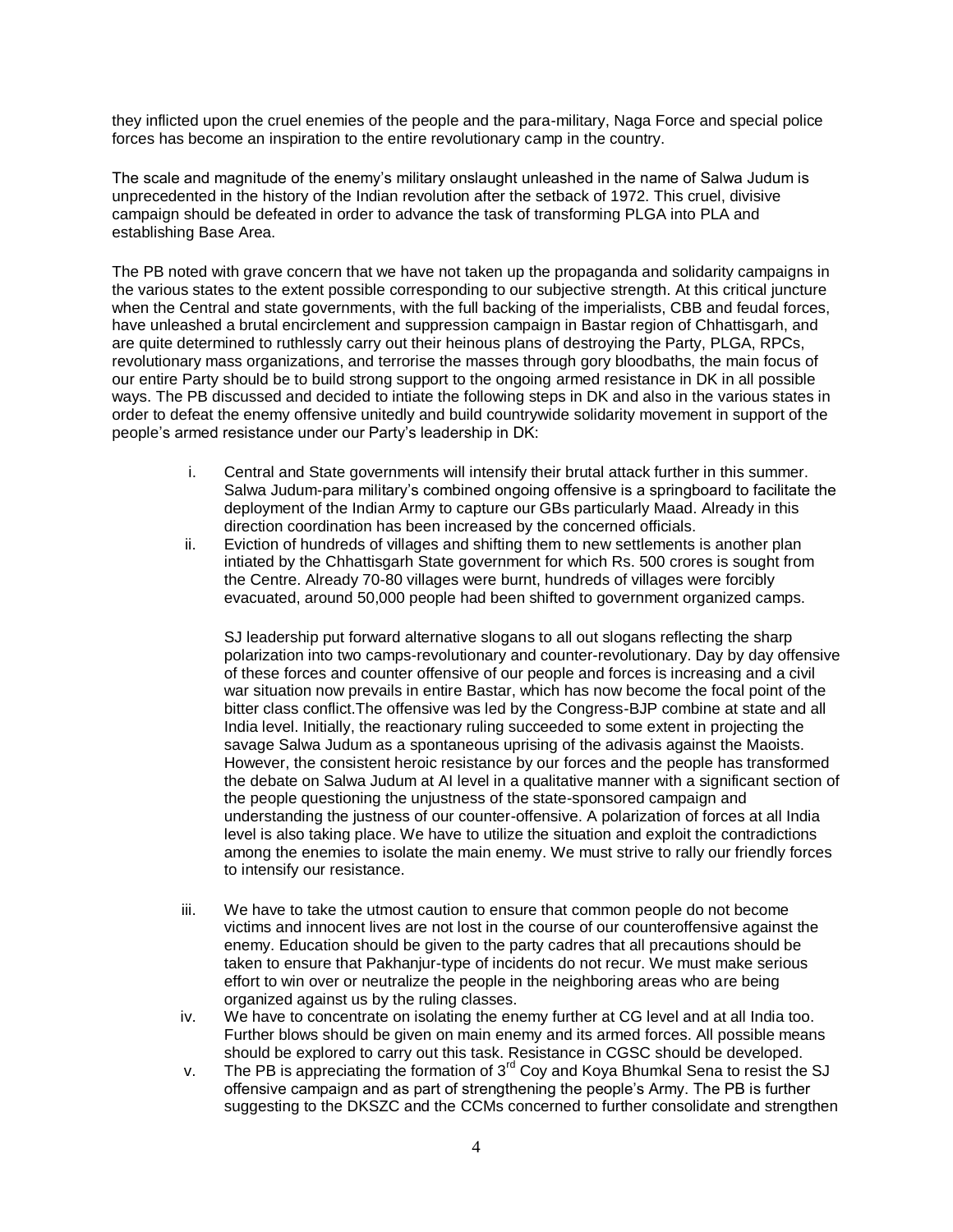they inflicted upon the cruel enemies of the people and the para-military, Naga Force and special police forces has become an inspiration to the entire revolutionary camp in the country.

The scale and magnitude of the enemy's military onslaught unleashed in the name of Salwa Judum is unprecedented in the history of the Indian revolution after the setback of 1972. This cruel, divisive campaign should be defeated in order to advance the task of transforming PLGA into PLA and establishing Base Area.

The PB noted with grave concern that we have not taken up the propaganda and solidarity campaigns in the various states to the extent possible corresponding to our subjective strength. At this critical juncture when the Central and state governments, with the full backing of the imperialists, CBB and feudal forces, have unleashed a brutal encirclement and suppression campaign in Bastar region of Chhattisgarh, and are quite determined to ruthlessly carry out their heinous plans of destroying the Party, PLGA, RPCs, revolutionary mass organizations, and terrorise the masses through gory bloodbaths, the main focus of our entire Party should be to build strong support to the ongoing armed resistance in DK in all possible ways. The PB discussed and decided to intiate the following steps in DK and also in the various states in order to defeat the enemy offensive unitedly and build countrywide solidarity movement in support of the people's armed resistance under our Party's leadership in DK:

i. Central and State governments will intensify their brutal attack further in this summer. Salwa Judum-para military's combined ongoing offensive is a springboard to facilitate the deployment of the Indian Army to capture our GBs particularly Maad. Already in this direction coordination has been increased by the concerned officials.

ii. Eviction of hundreds of villages and shifting them to new settlements is another plan intiated by the Chhattisgarh State government for which Rs. 500 crores is sought from the Centre. Already 70-80 villages were burnt, hundreds of villages were forcibly evacuated, around 50,000 people had been shifted to government organized camps.

   SJ leadership put forward alternative slogans to all out slogans reflecting the sharp polarization into two camps-revolutionary and counter-revolutionary. Day by day offensive of these forces and counter offensive of our people and forces is increasing and a civil war situation now prevails in entire Bastar, which has now become the focal point of the bitter class conflict.The offensive was led by the Congress-BJP combine at state and all India level. Initially, the reactionary ruling succeeded to some extent in projecting the savage Salwa Judum as a spontaneous uprising of the adivasis against the Maoists. However, the consistent heroic resistance by our forces and the people has transformed the debate on Salwa Judum at AI level in a qualitative manner with a significant section of the people questioning the unjustness of the state-sponsored campaign and understanding the justness of our counter-offensive. A polarization of forces at all India level is also taking place. We have to utilize the situation and exploit the contradictions among the enemies to isolate the main enemy. We must strive to rally our friendly forces to intensify our resistance.

iii. We have to take the utmost caution to ensure that common people do not become victims and innocent lives are not lost in the course of our counteroffensive against the enemy. Education should be given to the party cadres that all precautions should be taken to ensure that Pakhanjur-type of incidents do not recur. We must make serious effort to win over or neutralize the people in the neighboring areas who are being organized against us by the ruling classes.

iv. We have to concentrate on isolating the enemy further at CG level and at all India too. Further blows should be given on main enemy and its armed forces. All possible means should be explored to carry out this task. Resistance in CGSC should be developed.

v. The PB is appreciating the formation of 3rd Coy and Koya Bhumkal Sena to resist the SJ offensive campaign and as part of strengthening the people's Army. The PB is further suggesting to the DKSZC and the CCMs concerned to further consolidate and strengthen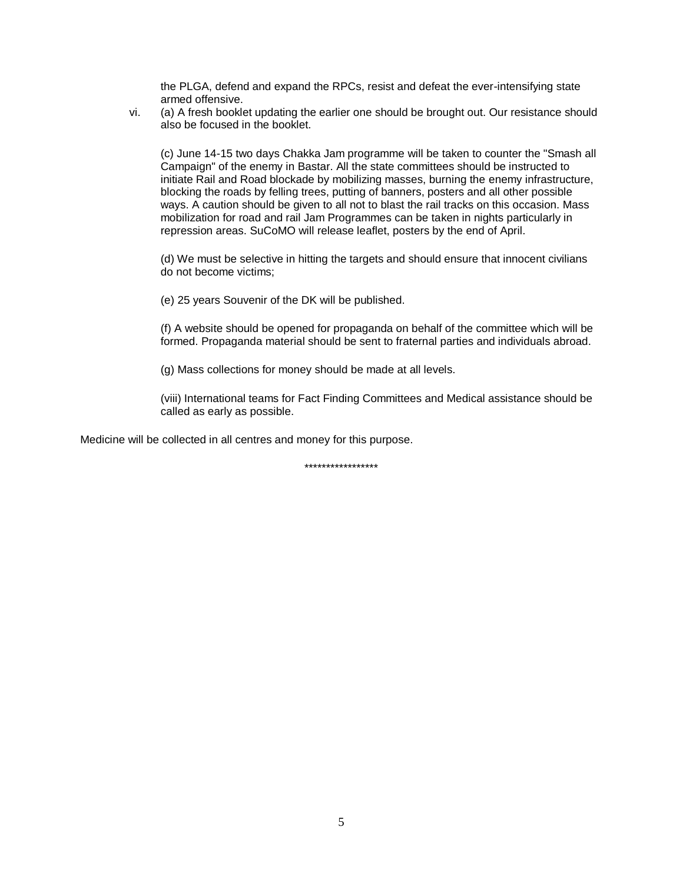the PLGA, defend and expand the RPCs, resist and defeat the ever-intensifying state armed offensive.

vi. (a) A fresh booklet updating the earlier one should be brought out. Our resistance should also be focused in the booklet.

(c) June 14-15 two days Chakka Jam programme will be taken to counter the "Smash all Campaign" of the enemy in Bastar. All the state committees should be instructed to initiate Rail and Road blockade by mobilizing masses, burning the enemy infrastructure, blocking the roads by felling trees, putting of banners, posters and all other possible ways. A caution should be given to all not to blast the rail tracks on this occasion. Mass mobilization for road and rail Jam Programmes can be taken in nights particularly in repression areas. SuCoMO will release leaflet, posters by the end of April.

(d) We must be selective in hitting the targets and should ensure that innocent civilians do not become victims;

(e) 25 years Souvenir of the DK will be published.

(f) A website should be opened for propaganda on behalf of the committee which will be formed. Propaganda material should be sent to fraternal parties and individuals abroad.

(g) Mass collections for money should be made at all levels.

(viii) International teams for Fact Finding Committees and Medical assistance should be called as early as possible.

Medicine will be collected in all centres and money for this purpose.

*****************